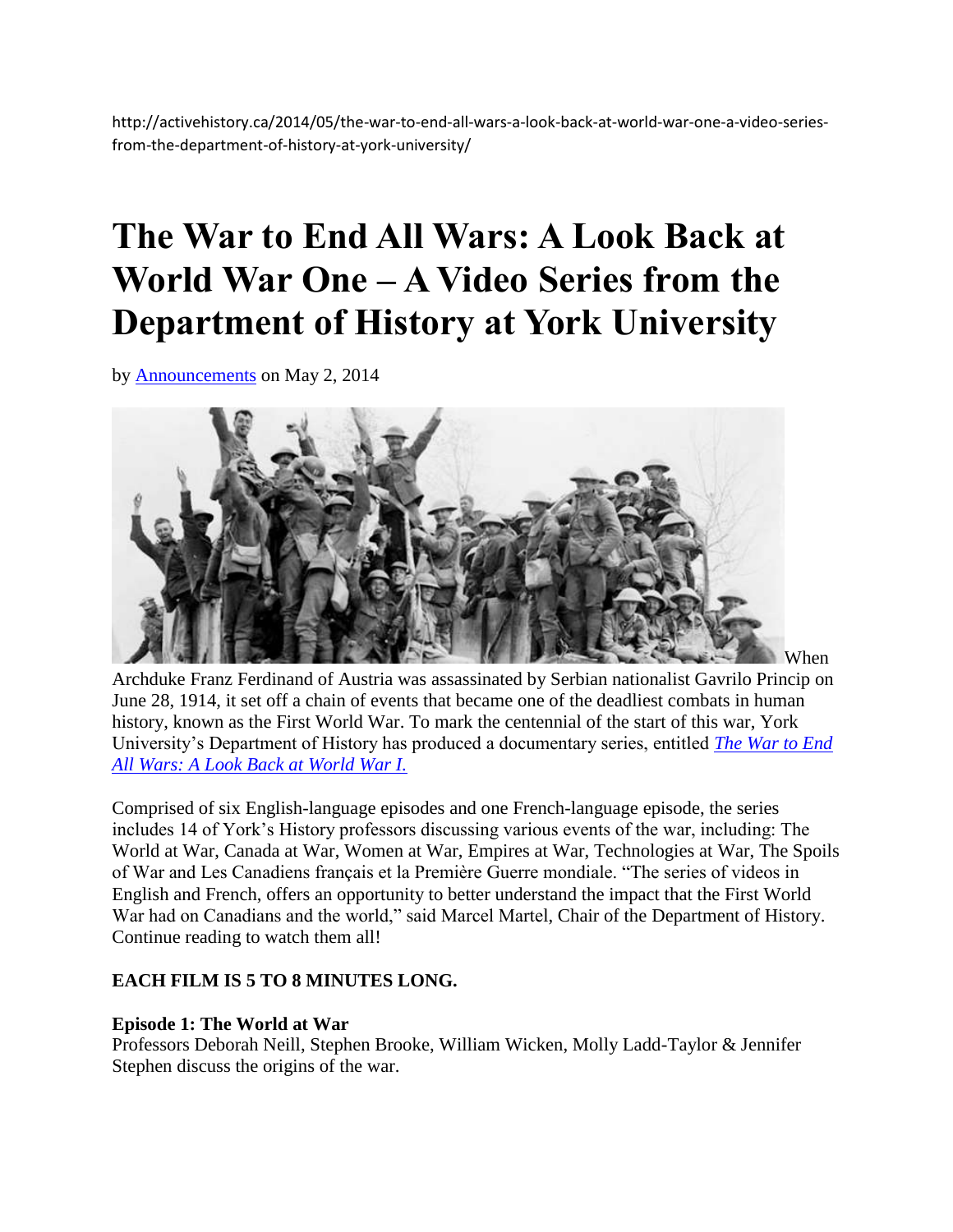http://activehistory.ca/2014/05/the-war-to-end-all-wars-a-look-back-at-world-war-one-a-video-series-from-the-department-of-history-at-york-university/

# The War to End All Wars: A Look Back at World War One – A Video Series from the Department of History at York University

by [Announcements](#) on May 2, 2014

When Archduke Franz Ferdinand of Austria was assassinated by Serbian nationalist Gavrilo Princip on June 28, 1914, it set off a chain of events that became one of the deadliest combats in human history, known as the First World War. To mark the centennial of the start of this war, York University's Department of History has produced a documentary series, entitled [*The War to End All Wars: A Look Back at World War I.*](#)

Comprised of six English-language episodes and one French-language episode, the series includes 14 of York's History professors discussing various events of the war, including: The World at War, Canada at War, Women at War, Empires at War, Technologies at War, The Spoils of War and Les Canadiens français et la Première Guerre mondiale. "The series of videos in English and French, offers an opportunity to better understand the impact that the First World War had on Canadians and the world," said Marcel Martel, Chair of the Department of History. Continue reading to watch them all!

**EACH FILM IS 5 TO 8 MINUTES LONG.**

**Episode 1: The World at War**
Professors Deborah Neill, Stephen Brooke, William Wicken, Molly Ladd-Taylor & Jennifer Stephen discuss the origins of the war.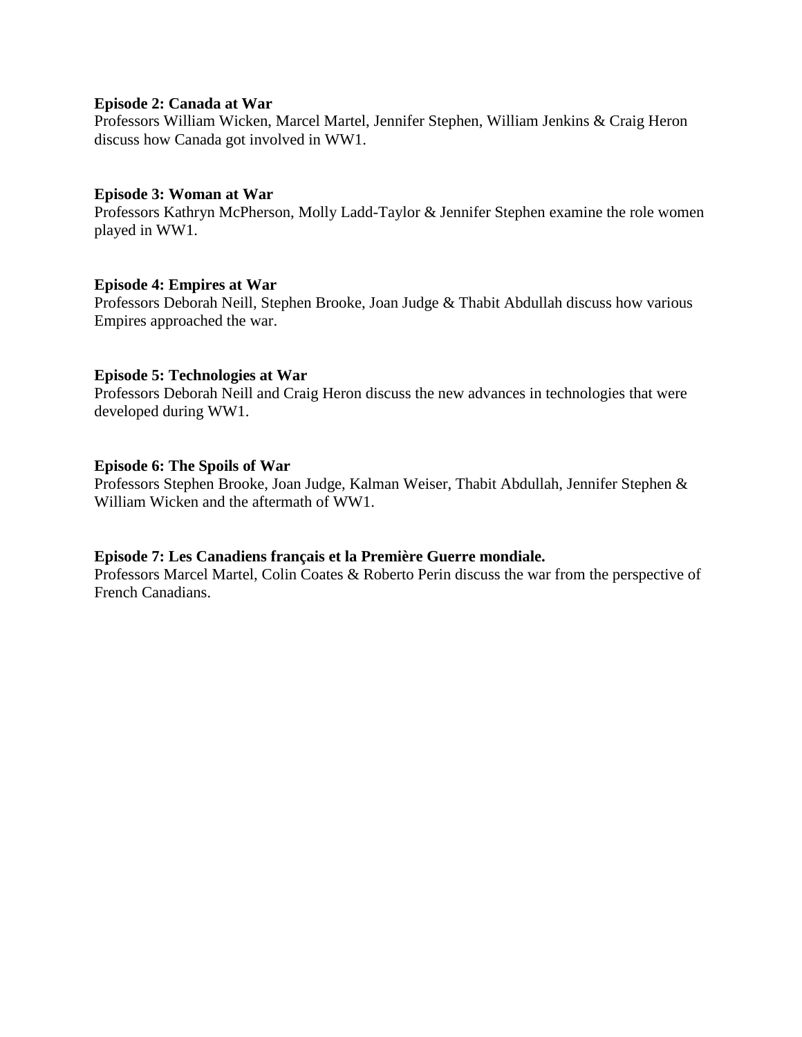**Episode 2: Canada at War**
Professors William Wicken, Marcel Martel, Jennifer Stephen, William Jenkins & Craig Heron discuss how Canada got involved in WW1.

**Episode 3: Woman at War**
Professors Kathryn McPherson, Molly Ladd-Taylor & Jennifer Stephen examine the role women played in WW1.

**Episode 4: Empires at War**
Professors Deborah Neill, Stephen Brooke, Joan Judge & Thabit Abdullah discuss how various Empires approached the war.

**Episode 5: Technologies at War**
Professors Deborah Neill and Craig Heron discuss the new advances in technologies that were developed during WW1.

**Episode 6: The Spoils of War**
Professors Stephen Brooke, Joan Judge, Kalman Weiser, Thabit Abdullah, Jennifer Stephen & William Wicken and the aftermath of WW1.

**Episode 7: Les Canadiens français et la Première Guerre mondiale.**
Professors Marcel Martel, Colin Coates & Roberto Perin discuss the war from the perspective of French Canadians.